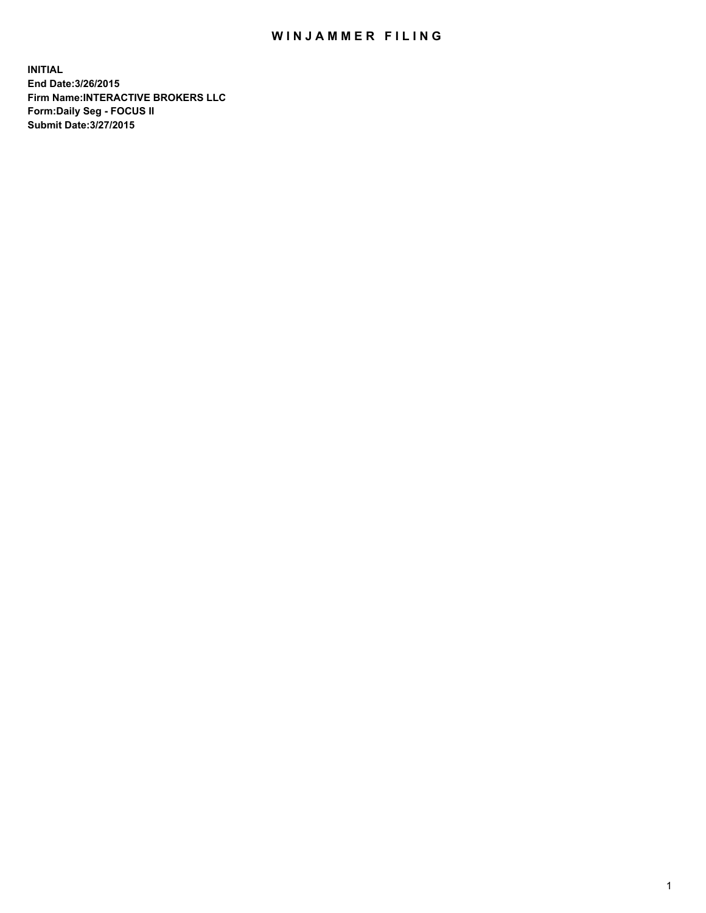# WINJAMMER FILING

**INITIAL**
**End Date:3/26/2015**
**Firm Name:INTERACTIVE BROKERS LLC**
**Form:Daily Seg - FOCUS II**
**Submit Date:3/27/2015**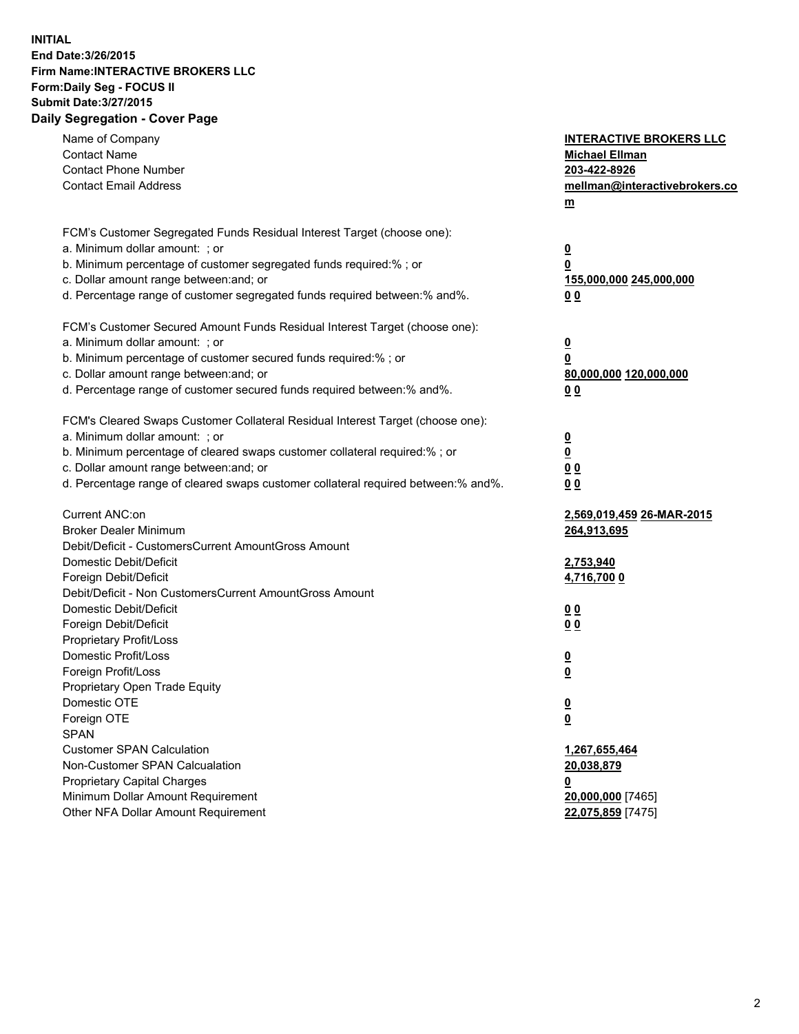**INITIAL**
**End Date:3/26/2015**
**Firm Name:INTERACTIVE BROKERS LLC**
**Form:Daily Seg - FOCUS II**
**Submit Date:3/27/2015**

## Daily Segregation - Cover Page

| | |
|---|---|
| Name of Company | **INTERACTIVE BROKERS LLC** |
| Contact Name | **Michael Ellman** |
| Contact Phone Number | **203-422-8926** |
| Contact Email Address | **mellman@interactivebrokers.com** |
| | |
| FCM's Customer Segregated Funds Residual Interest Target (choose one): | |
| a. Minimum dollar amount: ; or | **0** |
| b. Minimum percentage of customer segregated funds required:% ; or | **0** |
| c. Dollar amount range between:and; or | **155,000,000** **245,000,000** |
| d. Percentage range of customer segregated funds required between:% and%. | **0** **0** |
| | |
| FCM's Customer Secured Amount Funds Residual Interest Target (choose one): | |
| a. Minimum dollar amount: ; or | **0** |
| b. Minimum percentage of customer secured funds required:% ; or | **0** |
| c. Dollar amount range between:and; or | **80,000,000** **120,000,000** |
| d. Percentage range of customer secured funds required between:% and%. | **0** **0** |
| | |
| FCM's Cleared Swaps Customer Collateral Residual Interest Target (choose one): | |
| a. Minimum dollar amount: ; or | **0** |
| b. Minimum percentage of cleared swaps customer collateral required:% ; or | **0** |
| c. Dollar amount range between:and; or | **0** **0** |
| d. Percentage range of cleared swaps customer collateral required between:% and%. | **0** **0** |
| | |
| Current ANC:on | **2,569,019,459** **26-MAR-2015** |
| Broker Dealer Minimum | **264,913,695** |
| Debit/Deficit - CustomersCurrent AmountGross Amount | |
| Domestic Debit/Deficit | **2,753,940** |
| Foreign Debit/Deficit | **4,716,700** **0** |
| Debit/Deficit - Non CustomersCurrent AmountGross Amount | |
| Domestic Debit/Deficit | **0** **0** |
| Foreign Debit/Deficit | **0** **0** |
| Proprietary Profit/Loss | |
| Domestic Profit/Loss | **0** |
| Foreign Profit/Loss | **0** |
| Proprietary Open Trade Equity | |
| Domestic OTE | **0** |
| Foreign OTE | **0** |
| SPAN | |
| Customer SPAN Calculation | **1,267,655,464** |
| Non-Customer SPAN Calcualation | **20,038,879** |
| Proprietary Capital Charges | **0** |
| Minimum Dollar Amount Requirement | **20,000,000** [7465] |
| Other NFA Dollar Amount Requirement | **22,075,859** [7475] |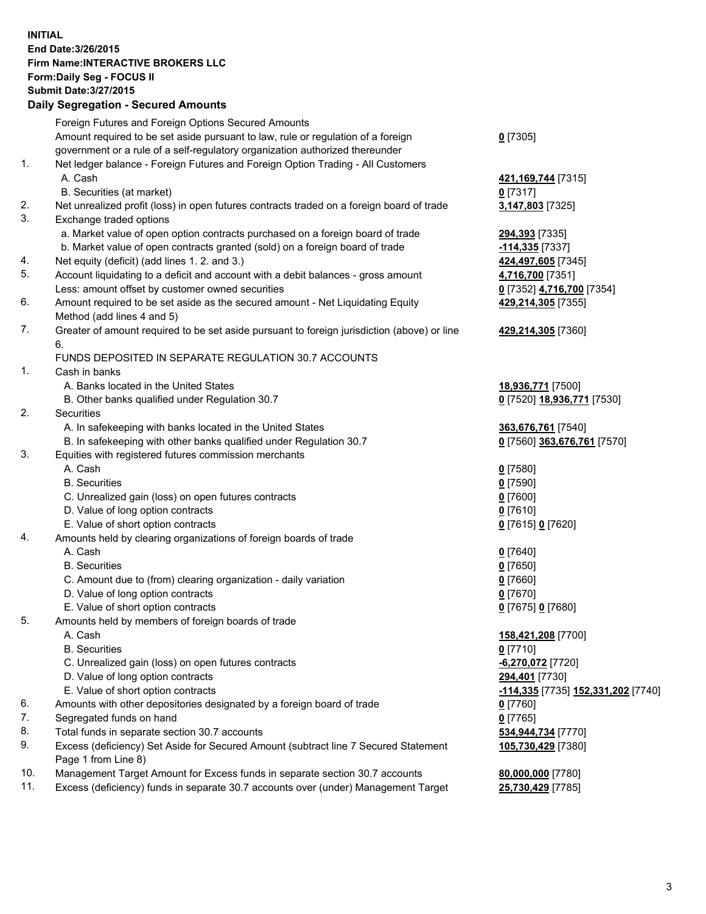**INITIAL**
**End Date:3/26/2015**
**Firm Name:INTERACTIVE BROKERS LLC**
**Form:Daily Seg - FOCUS II**
**Submit Date:3/27/2015**

## Daily Segregation - Secured Amounts

| | | |
|---|---|---|
| | Foreign Futures and Foreign Options Secured Amounts | |
| | Amount required to be set aside pursuant to law, rule or regulation of a foreign government or a rule of a self-regulatory organization authorized thereunder | **0** [7305] |
| 1. | Net ledger balance - Foreign Futures and Foreign Option Trading - All Customers | |
| | A. Cash | **421,169,744** [7315] |
| | B. Securities (at market) | **0** [7317] |
| 2. | Net unrealized profit (loss) in open futures contracts traded on a foreign board of trade | **3,147,803** [7325] |
| 3. | Exchange traded options | |
| | a. Market value of open option contracts purchased on a foreign board of trade | **294,393** [7335] |
| | b. Market value of open contracts granted (sold) on a foreign board of trade | **-114,335** [7337] |
| 4. | Net equity (deficit) (add lines 1. 2. and 3.) | **424,497,605** [7345] |
| 5. | Account liquidating to a deficit and account with a debit balances - gross amount | **4,716,700** [7351] |
| | Less: amount offset by customer owned securities | **0** [7352] **4,716,700** [7354] |
| 6. | Amount required to be set aside as the secured amount - Net Liquidating Equity Method (add lines 4 and 5) | **429,214,305** [7355] |
| 7. | Greater of amount required to be set aside pursuant to foreign jurisdiction (above) or line 6. | **429,214,305** [7360] |
| | FUNDS DEPOSITED IN SEPARATE REGULATION 30.7 ACCOUNTS | |
| 1. | Cash in banks | |
| | A. Banks located in the United States | **18,936,771** [7500] |
| | B. Other banks qualified under Regulation 30.7 | **0** [7520] **18,936,771** [7530] |
| 2. | Securities | |
| | A. In safekeeping with banks located in the United States | **363,676,761** [7540] |
| | B. In safekeeping with other banks qualified under Regulation 30.7 | **0** [7560] **363,676,761** [7570] |
| 3. | Equities with registered futures commission merchants | |
| | A. Cash | **0** [7580] |
| | B. Securities | **0** [7590] |
| | C. Unrealized gain (loss) on open futures contracts | **0** [7600] |
| | D. Value of long option contracts | **0** [7610] |
| | E. Value of short option contracts | **0** [7615] **0** [7620] |
| 4. | Amounts held by clearing organizations of foreign boards of trade | |
| | A. Cash | **0** [7640] |
| | B. Securities | **0** [7650] |
| | C. Amount due to (from) clearing organization - daily variation | **0** [7660] |
| | D. Value of long option contracts | **0** [7670] |
| | E. Value of short option contracts | **0** [7675] **0** [7680] |
| 5. | Amounts held by members of foreign boards of trade | |
| | A. Cash | **158,421,208** [7700] |
| | B. Securities | **0** [7710] |
| | C. Unrealized gain (loss) on open futures contracts | **-6,270,072** [7720] |
| | D. Value of long option contracts | **294,401** [7730] |
| | E. Value of short option contracts | **-114,335** [7735] **152,331,202** [7740] |
| 6. | Amounts with other depositories designated by a foreign board of trade | **0** [7760] |
| 7. | Segregated funds on hand | **0** [7765] |
| 8. | Total funds in separate section 30.7 accounts | **534,944,734** [7770] |
| 9. | Excess (deficiency) Set Aside for Secured Amount (subtract line 7 Secured Statement Page 1 from Line 8) | **105,730,429** [7380] |
| 10. | Management Target Amount for Excess funds in separate section 30.7 accounts | **80,000,000** [7780] |
| 11. | Excess (deficiency) funds in separate 30.7 accounts over (under) Management Target | **25,730,429** [7785] |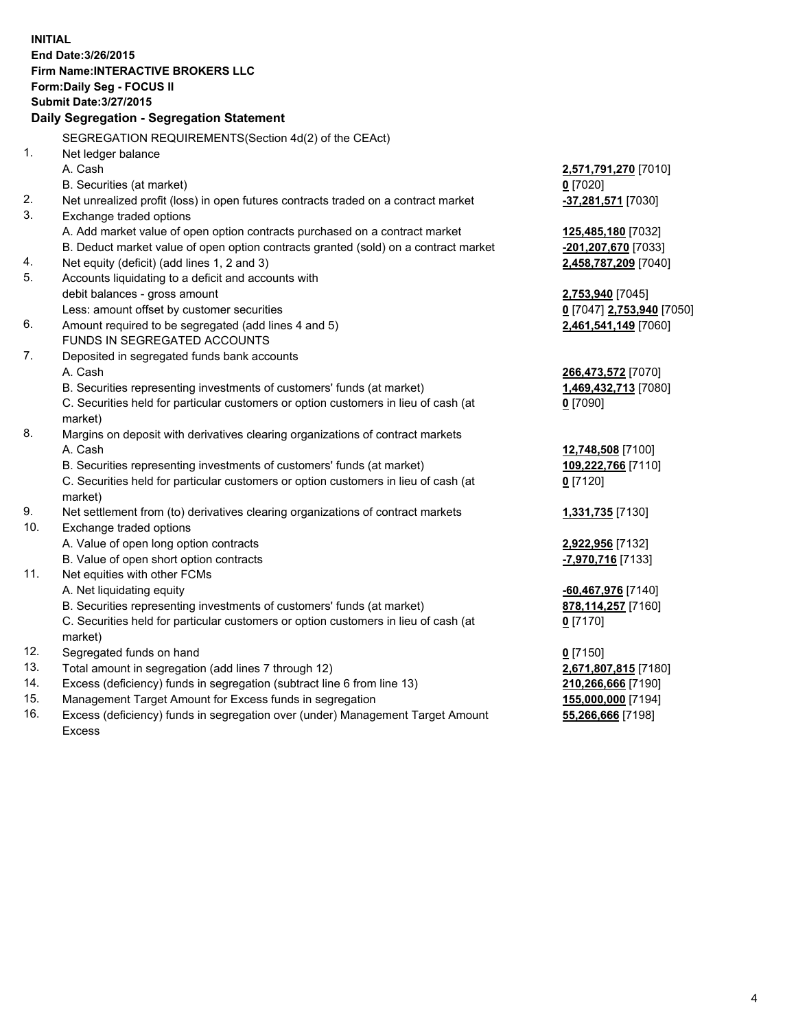**INITIAL**
**End Date:3/26/2015**
**Firm Name:INTERACTIVE BROKERS LLC**
**Form:Daily Seg - FOCUS II**
**Submit Date:3/27/2015**

### Daily Segregation - Segregation Statement

SEGREGATION REQUIREMENTS(Section 4d(2) of the CEAct)

| | | |
|---|---|---|
| 1. | Net ledger balance | |
| | A. Cash | **2,571,791,270** [7010] |
| | B. Securities (at market) | **0** [7020] |
| 2. | Net unrealized profit (loss) in open futures contracts traded on a contract market | **-37,281,571** [7030] |
| 3. | Exchange traded options | |
| | A. Add market value of open option contracts purchased on a contract market | **125,485,180** [7032] |
| | B. Deduct market value of open option contracts granted (sold) on a contract market | **-201,207,670** [7033] |
| 4. | Net equity (deficit) (add lines 1, 2 and 3) | **2,458,787,209** [7040] |
| 5. | Accounts liquidating to a deficit and accounts with | |
| | debit balances - gross amount | **2,753,940** [7045] |
| | Less: amount offset by customer securities | **0** [7047] **2,753,940** [7050] |
| 6. | Amount required to be segregated (add lines 4 and 5) | **2,461,541,149** [7060] |
| | FUNDS IN SEGREGATED ACCOUNTS | |
| 7. | Deposited in segregated funds bank accounts | |
| | A. Cash | **266,473,572** [7070] |
| | B. Securities representing investments of customers' funds (at market) | **1,469,432,713** [7080] |
| | C. Securities held for particular customers or option customers in lieu of cash (at market) | **0** [7090] |
| 8. | Margins on deposit with derivatives clearing organizations of contract markets | |
| | A. Cash | **12,748,508** [7100] |
| | B. Securities representing investments of customers' funds (at market) | **109,222,766** [7110] |
| | C. Securities held for particular customers or option customers in lieu of cash (at market) | **0** [7120] |
| 9. | Net settlement from (to) derivatives clearing organizations of contract markets | **1,331,735** [7130] |
| 10. | Exchange traded options | |
| | A. Value of open long option contracts | **2,922,956** [7132] |
| | B. Value of open short option contracts | **-7,970,716** [7133] |
| 11. | Net equities with other FCMs | |
| | A. Net liquidating equity | **-60,467,976** [7140] |
| | B. Securities representing investments of customers' funds (at market) | **878,114,257** [7160] |
| | C. Securities held for particular customers or option customers in lieu of cash (at market) | **0** [7170] |
| 12. | Segregated funds on hand | **0** [7150] |
| 13. | Total amount in segregation (add lines 7 through 12) | **2,671,807,815** [7180] |
| 14. | Excess (deficiency) funds in segregation (subtract line 6 from line 13) | **210,266,666** [7190] |
| 15. | Management Target Amount for Excess funds in segregation | **155,000,000** [7194] |
| 16. | Excess (deficiency) funds in segregation over (under) Management Target Amount Excess | **55,266,666** [7198] |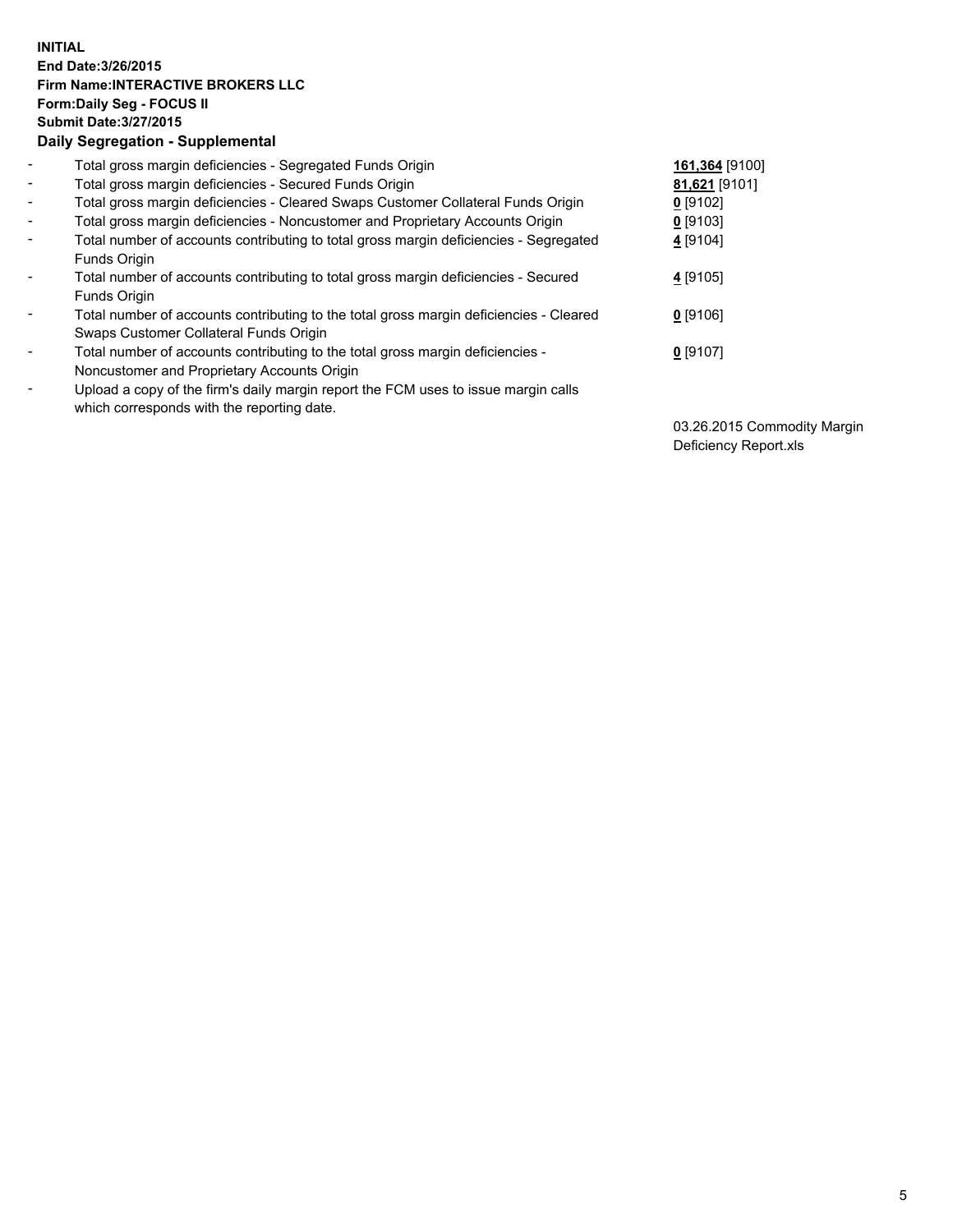**INITIAL**
**End Date:3/26/2015**
**Firm Name:INTERACTIVE BROKERS LLC**
**Form:Daily Seg - FOCUS II**
**Submit Date:3/27/2015**
**Daily Segregation - Supplemental**

| | | |
|---|---|---|
| - | Total gross margin deficiencies - Segregated Funds Origin | **161,364** [9100] |
| - | Total gross margin deficiencies - Secured Funds Origin | **81,621** [9101] |
| - | Total gross margin deficiencies - Cleared Swaps Customer Collateral Funds Origin | **0** [9102] |
| - | Total gross margin deficiencies - Noncustomer and Proprietary Accounts Origin | **0** [9103] |
| - | Total number of accounts contributing to total gross margin deficiencies - Segregated Funds Origin | **4** [9104] |
| - | Total number of accounts contributing to total gross margin deficiencies - Secured Funds Origin | **4** [9105] |
| - | Total number of accounts contributing to the total gross margin deficiencies - Cleared Swaps Customer Collateral Funds Origin | **0** [9106] |
| - | Total number of accounts contributing to the total gross margin deficiencies - Noncustomer and Proprietary Accounts Origin | **0** [9107] |
| - | Upload a copy of the firm's daily margin report the FCM uses to issue margin calls which corresponds with the reporting date. | 03.26.2015 Commodity Margin Deficiency Report.xls |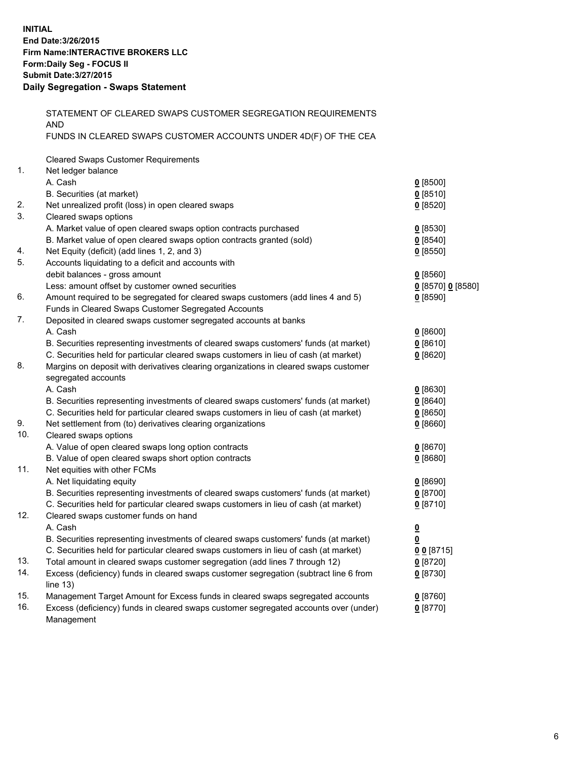**INITIAL**
**End Date:3/26/2015**
**Firm Name:INTERACTIVE BROKERS LLC**
**Form:Daily Seg - FOCUS II**
**Submit Date:3/27/2015**
**Daily Segregation - Swaps Statement**

STATEMENT OF CLEARED SWAPS CUSTOMER SEGREGATION REQUIREMENTS AND FUNDS IN CLEARED SWAPS CUSTOMER ACCOUNTS UNDER 4D(F) OF THE CEA

| | | |
|---|---|---|
| | Cleared Swaps Customer Requirements | |
| 1. | Net ledger balance | |
| | A. Cash | 0 [8500] |
| | B. Securities (at market) | 0 [8510] |
| 2. | Net unrealized profit (loss) in open cleared swaps | 0 [8520] |
| 3. | Cleared swaps options | |
| | A. Market value of open cleared swaps option contracts purchased | 0 [8530] |
| | B. Market value of open cleared swaps option contracts granted (sold) | 0 [8540] |
| 4. | Net Equity (deficit) (add lines 1, 2, and 3) | 0 [8550] |
| 5. | Accounts liquidating to a deficit and accounts with debit balances - gross amount | 0 [8560] |
| | Less: amount offset by customer owned securities | 0 [8570] 0 [8580] |
| 6. | Amount required to be segregated for cleared swaps customers (add lines 4 and 5) | 0 [8590] |
| | Funds in Cleared Swaps Customer Segregated Accounts | |
| 7. | Deposited in cleared swaps customer segregated accounts at banks | |
| | A. Cash | 0 [8600] |
| | B. Securities representing investments of cleared swaps customers' funds (at market) | 0 [8610] |
| | C. Securities held for particular cleared swaps customers in lieu of cash (at market) | 0 [8620] |
| 8. | Margins on deposit with derivatives clearing organizations in cleared swaps customer segregated accounts | |
| | A. Cash | 0 [8630] |
| | B. Securities representing investments of cleared swaps customers' funds (at market) | 0 [8640] |
| | C. Securities held for particular cleared swaps customers in lieu of cash (at market) | 0 [8650] |
| 9. | Net settlement from (to) derivatives clearing organizations | 0 [8660] |
| 10. | Cleared swaps options | |
| | A. Value of open cleared swaps long option contracts | 0 [8670] |
| | B. Value of open cleared swaps short option contracts | 0 [8680] |
| 11. | Net equities with other FCMs | |
| | A. Net liquidating equity | 0 [8690] |
| | B. Securities representing investments of cleared swaps customers' funds (at market) | 0 [8700] |
| | C. Securities held for particular cleared swaps customers in lieu of cash (at market) | 0 [8710] |
| 12. | Cleared swaps customer funds on hand | |
| | A. Cash | 0 |
| | B. Securities representing investments of cleared swaps customers' funds (at market) | 0 |
| | C. Securities held for particular cleared swaps customers in lieu of cash (at market) | 0 0 [8715] |
| 13. | Total amount in cleared swaps customer segregation (add lines 7 through 12) | 0 [8720] |
| 14. | Excess (deficiency) funds in cleared swaps customer segregation (subtract line 6 from line 13) | 0 [8730] |
| 15. | Management Target Amount for Excess funds in cleared swaps segregated accounts | 0 [8760] |
| 16. | Excess (deficiency) funds in cleared swaps customer segregated accounts over (under) Management | 0 [8770] |